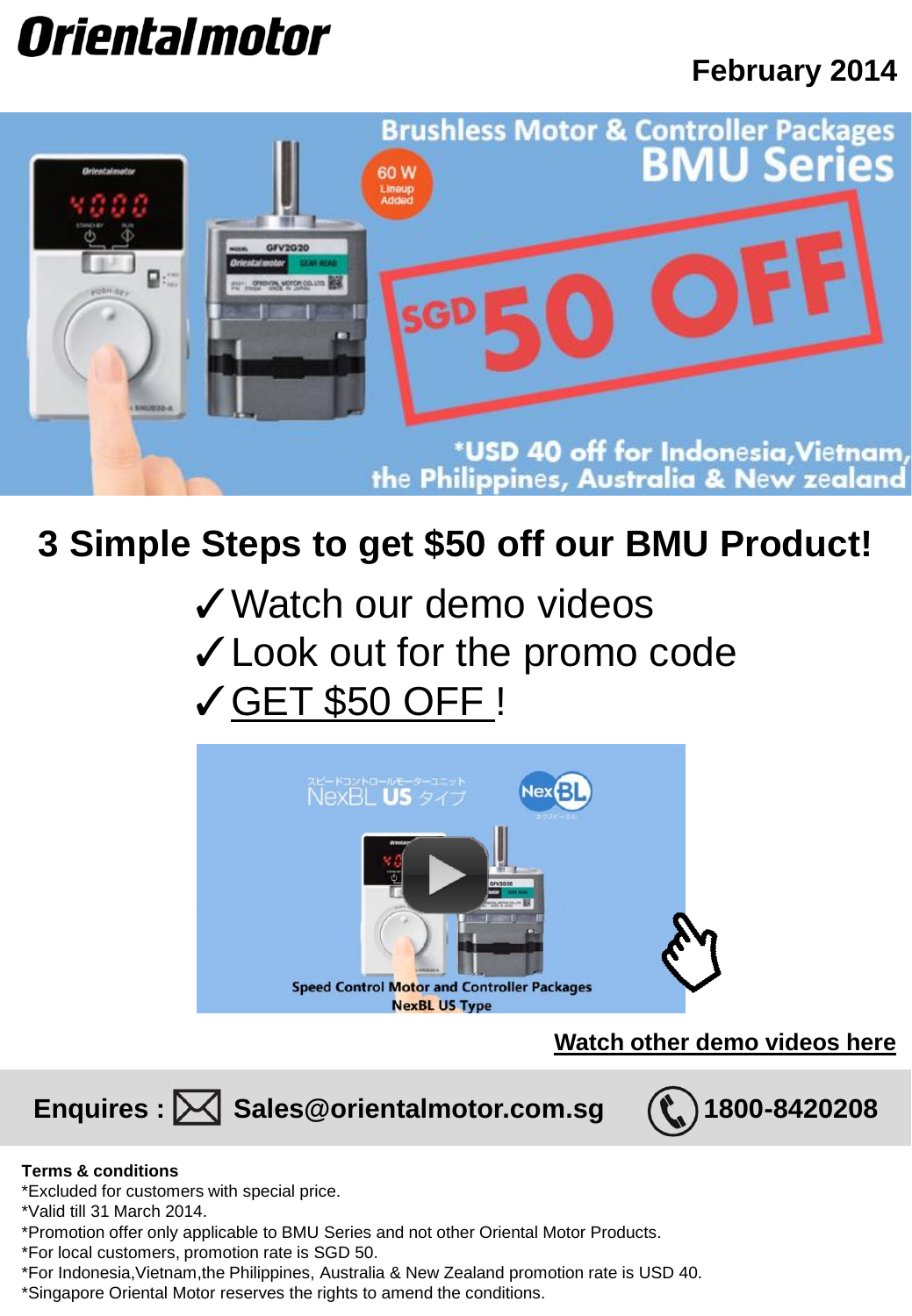**Orientalmotor**

February 2014

Brushless Motor & Controller Packages
**BMU Series**

60 W Lineup Added

SGD 50 OFF

*USD 40 off for Indonesia, Vietnam, the Philippines, Australia & New zealand

## 3 Simple Steps to get $50 off our BMU Product!

✓Watch our demo videos
✓Look out for the promo code
✓GET $50 OFF !

Speed Control Motor and Controller Packages
NexBL US Type

**Watch other demo videos here**

**Enquires : Sales@orientalmotor.com.sg 1800-8420208**

**Terms & conditions**

*Excluded for customers with special price.
*Valid till 31 March 2014.
*Promotion offer only applicable to BMU Series and not other Oriental Motor Products.
*For local customers, promotion rate is SGD 50.
*For Indonesia,Vietnam,the Philippines, Australia & New Zealand promotion rate is USD 40.
*Singapore Oriental Motor reserves the rights to amend the conditions.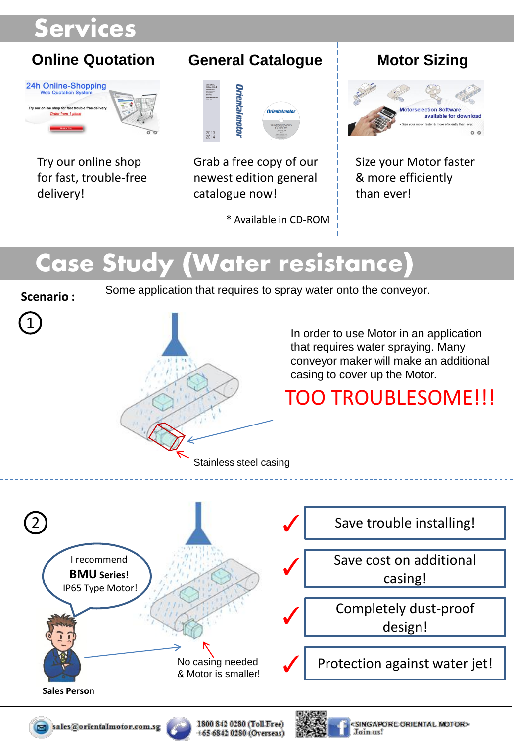# Services

## Online Quotation

24h Online-Shopping
Web Quotation System

Try our online shop for fast, trouble-free delivery!

## General Catalogue

Grab a free copy of our newest edition general catalogue now!

* Available in CD-ROM

## Motor Sizing

Motorselection Software available for download

Size your Motor faster & more efficiently than ever!

# Case Study (Water resistance)

**Scenario :** Some application that requires to spray water onto the conveyor.

①

In order to use Motor in an application that requires water spraying. Many conveyor maker will make an additional casing to cover up the Motor.

TOO TROUBLESOME!!!

Stainless steel casing

②

I recommend **BMU Series!** IP65 Type Motor!

Sales Person

No casing needed & Motor is smaller!

- ✓ Save trouble installing!
- ✓ Save cost on additional casing!
- ✓ Completely dust-proof design!
- ✓ Protection against water jet!

sales@orientalmotor.com.sg | 1800 842 0280 (Toll Free) +65 6842 0280 (Overseas) | <SINGAPORE ORIENTAL MOTOR> Join us!